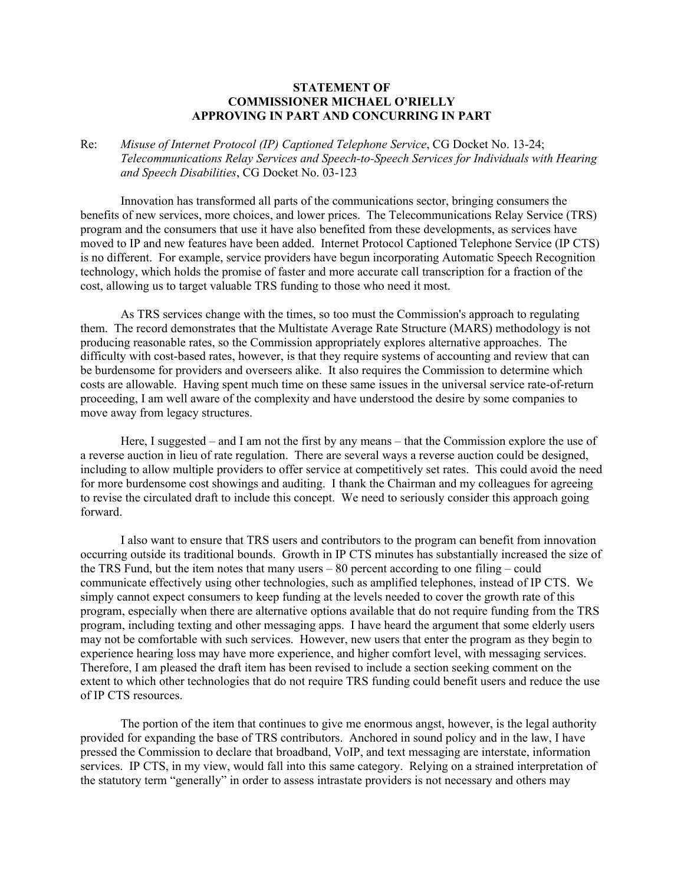**STATEMENT OF**
**COMMISSIONER MICHAEL O'RIELLY**
**APPROVING IN PART AND CONCURRING IN PART**

Re: *Misuse of Internet Protocol (IP) Captioned Telephone Service*, CG Docket No. 13-24; *Telecommunications Relay Services and Speech-to-Speech Services for Individuals with Hearing and Speech Disabilities*, CG Docket No. 03-123

Innovation has transformed all parts of the communications sector, bringing consumers the benefits of new services, more choices, and lower prices. The Telecommunications Relay Service (TRS) program and the consumers that use it have also benefited from these developments, as services have moved to IP and new features have been added. Internet Protocol Captioned Telephone Service (IP CTS) is no different. For example, service providers have begun incorporating Automatic Speech Recognition technology, which holds the promise of faster and more accurate call transcription for a fraction of the cost, allowing us to target valuable TRS funding to those who need it most.

As TRS services change with the times, so too must the Commission's approach to regulating them. The record demonstrates that the Multistate Average Rate Structure (MARS) methodology is not producing reasonable rates, so the Commission appropriately explores alternative approaches. The difficulty with cost-based rates, however, is that they require systems of accounting and review that can be burdensome for providers and overseers alike. It also requires the Commission to determine which costs are allowable. Having spent much time on these same issues in the universal service rate-of-return proceeding, I am well aware of the complexity and have understood the desire by some companies to move away from legacy structures.

Here, I suggested – and I am not the first by any means – that the Commission explore the use of a reverse auction in lieu of rate regulation. There are several ways a reverse auction could be designed, including to allow multiple providers to offer service at competitively set rates. This could avoid the need for more burdensome cost showings and auditing. I thank the Chairman and my colleagues for agreeing to revise the circulated draft to include this concept. We need to seriously consider this approach going forward.

I also want to ensure that TRS users and contributors to the program can benefit from innovation occurring outside its traditional bounds. Growth in IP CTS minutes has substantially increased the size of the TRS Fund, but the item notes that many users – 80 percent according to one filing – could communicate effectively using other technologies, such as amplified telephones, instead of IP CTS. We simply cannot expect consumers to keep funding at the levels needed to cover the growth rate of this program, especially when there are alternative options available that do not require funding from the TRS program, including texting and other messaging apps. I have heard the argument that some elderly users may not be comfortable with such services. However, new users that enter the program as they begin to experience hearing loss may have more experience, and higher comfort level, with messaging services. Therefore, I am pleased the draft item has been revised to include a section seeking comment on the extent to which other technologies that do not require TRS funding could benefit users and reduce the use of IP CTS resources.

The portion of the item that continues to give me enormous angst, however, is the legal authority provided for expanding the base of TRS contributors. Anchored in sound policy and in the law, I have pressed the Commission to declare that broadband, VoIP, and text messaging are interstate, information services. IP CTS, in my view, would fall into this same category. Relying on a strained interpretation of the statutory term "generally" in order to assess intrastate providers is not necessary and others may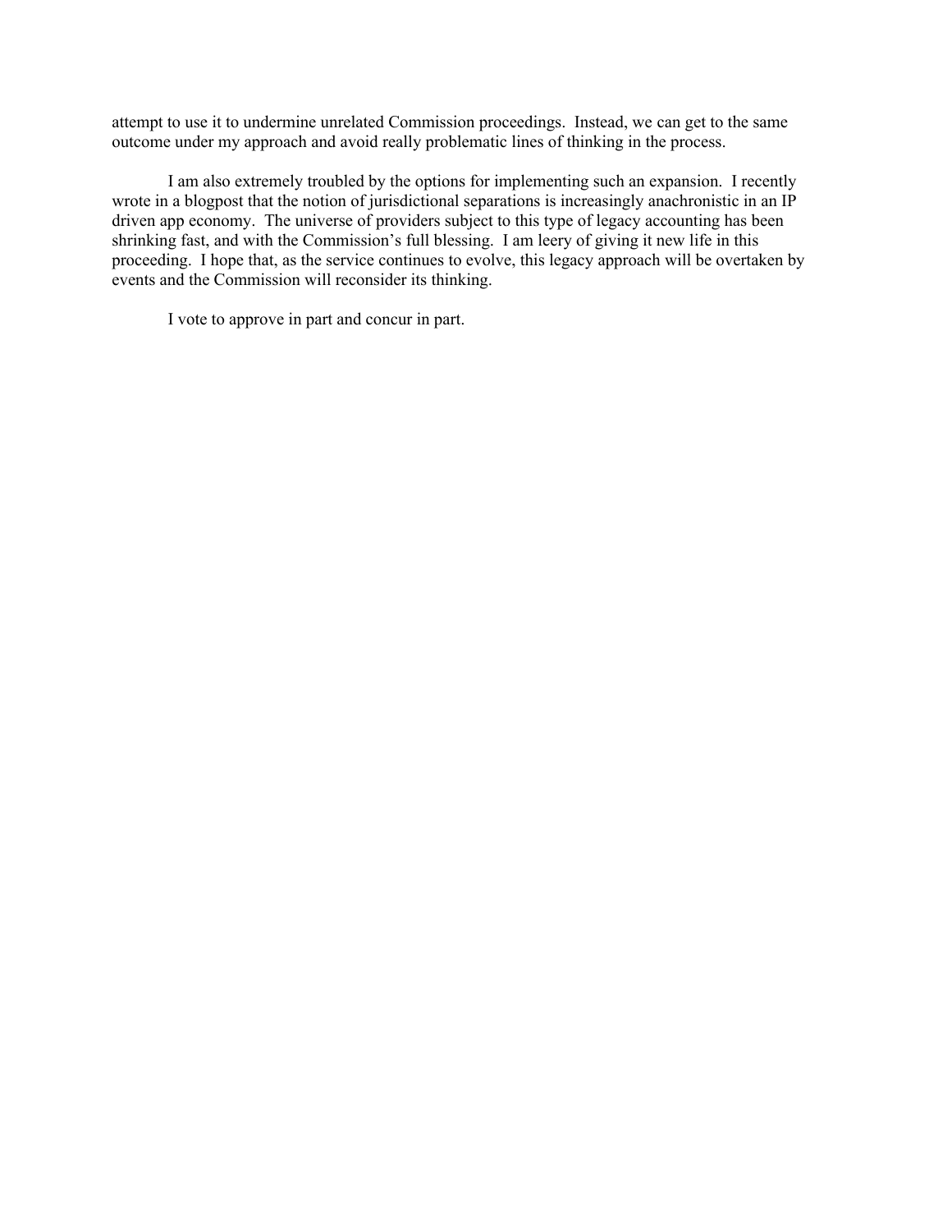attempt to use it to undermine unrelated Commission proceedings. Instead, we can get to the same outcome under my approach and avoid really problematic lines of thinking in the process.

I am also extremely troubled by the options for implementing such an expansion. I recently wrote in a blogpost that the notion of jurisdictional separations is increasingly anachronistic in an IP driven app economy. The universe of providers subject to this type of legacy accounting has been shrinking fast, and with the Commission's full blessing. I am leery of giving it new life in this proceeding. I hope that, as the service continues to evolve, this legacy approach will be overtaken by events and the Commission will reconsider its thinking.

I vote to approve in part and concur in part.